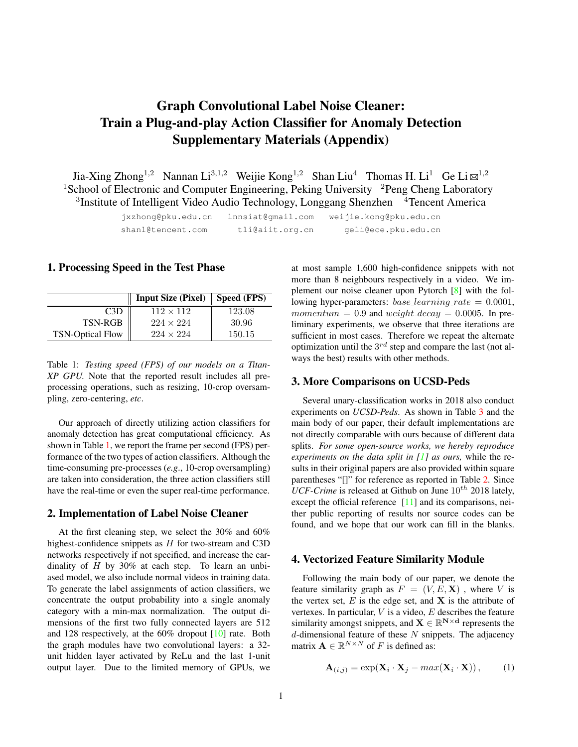# Graph Convolutional Label Noise Cleaner: Train a Plug-and-play Action Classifier for Anomaly Detection Supplementary Materials (Appendix)

Jia-Xing Zhong[1,2] Nannan Li[3,1,2] Weijie Kong[1,2] Shan Liu[4] Thomas H. Li[1] Ge Li ✉[1,2]

[1]School of Electronic and Computer Engineering, Peking University [2]Peng Cheng Laboratory
[3]Institute of Intelligent Video Audio Technology, Longgang Shenzhen [4]Tencent America

jxzhong@pku.edu.cn lnnsiat@gmail.com weijie.kong@pku.edu.cn
shanl@tencent.com tli@aiit.org.cn geli@ece.pku.edu.cn

## 1. Processing Speed in the Test Phase

| | Input Size (Pixel) | Speed (FPS) |
|---|---|---|
| C3D | $112 \times 112$ | 123.08 |
| TSN-RGB | $224 \times 224$ | 30.96 |
| TSN-Optical Flow | $224 \times 224$ | 150.15 |

Table 1: *Testing speed (FPS) of our models on a Titan-XP GPU.* Note that the reported result includes all pre-processing operations, such as resizing, 10-crop oversampling, zero-centering, *etc*.

Our approach of directly utilizing action classifiers for anomaly detection has great computational efficiency. As shown in Table 1, we report the frame per second (FPS) performance of the two types of action classifiers. Although the time-consuming pre-processes (*e.g*., 10-crop oversampling) are taken into consideration, the three action classifiers still have the real-time or even the super real-time performance.

## 2. Implementation of Label Noise Cleaner

At the first cleaning step, we select the 30% and 60% highest-confidence snippets as $H$ for two-stream and C3D networks respectively if not specified, and increase the cardinality of $H$ by 30% at each step. To learn an unbiased model, we also include normal videos in training data. To generate the label assignments of action classifiers, we concentrate the output probability into a single anomaly category with a min-max normalization. The output dimensions of the first two fully connected layers are 512 and 128 respectively, at the 60% dropout [10] rate. Both the graph modules have two convolutional layers: a 32-unit hidden layer activated by ReLu and the last 1-unit output layer. Due to the limited memory of GPUs, we at most sample 1,600 high-confidence snippets with not more than 8 neighbours respectively in a video. We implement our noise cleaner upon Pytorch [8] with the following hyper-parameters: $base\_learning\_rate = 0.0001$, $momentum = 0.9$ and $weight\_decay = 0.0005$. In preliminary experiments, we observe that three iterations are sufficient in most cases. Therefore we repeat the alternate optimization until the $3^{rd}$ step and compare the last (not always the best) results with other methods.

## 3. More Comparisons on UCSD-Peds

Several unary-classification works in 2018 also conduct experiments on *UCSD-Peds*. As shown in Table 3 and the main body of our paper, their default implementations are not directly comparable with ours because of different data splits. *For some open-source works, we hereby reproduce experiments on the data split in [1] as ours,* while the results in their original papers are also provided within square parentheses "[]" for reference as reported in Table 2. Since *UCF-Crime* is released at Github on June $10^{th}$ 2018 lately, except the official reference [11] and its comparisons, neither public reporting of results nor source codes can be found, and we hope that our work can fill in the blanks.

## 4. Vectorized Feature Similarity Module

Following the main body of our paper, we denote the feature similarity graph as $F = (V, E, \mathbf{X})$ , where $V$ is the vertex set, $E$ is the edge set, and $\mathbf{X}$ is the attribute of vertexes. In particular, $V$ is a video, $E$ describes the feature similarity amongst snippets, and $\mathbf{X} \in \mathbb{R}^{\mathbf{N} \times \mathbf{d}}$ represents the $d$-dimensional feature of these $N$ snippets. The adjacency matrix $\mathbf{A} \in \mathbb{R}^{N \times N}$ of $F$ is defined as:

$$\mathbf{A}_{(i,j)} = \exp(\mathbf{X}_i \cdot \mathbf{X}_j - max(\mathbf{X}_i \cdot \mathbf{X})), \tag{1}$$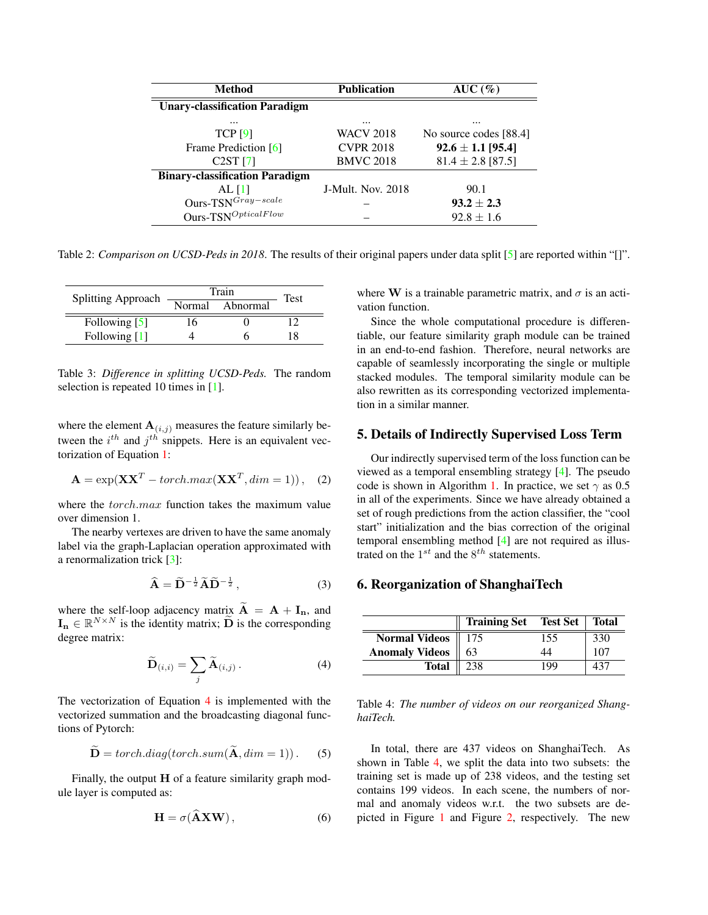| Method | Publication | AUC (%) |
|---|---|---|
| **Unary-classification Paradigm** | | |
| ... | ... | ... |
| TCP [9] | WACV 2018 | No source codes [88.4] |
| Frame Prediction [6] | CVPR 2018 | **92.6 ± 1.1 [95.4]** |
| C2ST [7] | BMVC 2018 | 81.4 ± 2.8 [87.5] |
| **Binary-classification Paradigm** | | |
| AL [1] | J-Mult. Nov. 2018 | 90.1 |
| Ours-TSN$^{Gray-scale}$ | – | **93.2 ± 2.3** |
| Ours-TSN$^{OpticalFlow}$ | – | 92.8 ± 1.6 |

Table 2: *Comparison on UCSD-Peds in 2018*. The results of their original papers under data split [5] are reported within "[]".

| Splitting Approach | Train | | Test |
|---|---|---|---|
| | Normal | Abnormal | |
| Following [5] | 16 | 0 | 12 |
| Following [1] | 4 | 6 | 18 |

Table 3: *Difference in splitting UCSD-Peds.* The random selection is repeated 10 times in [1].

where the element $\mathbf{A}_{(i,j)}$ measures the feature similarly between the $i^{th}$ and $j^{th}$ snippets. Here is an equivalent vectorization of Equation 1:

$$\mathbf{A} = \exp(\mathbf{X}\mathbf{X}^T - torch.max(\mathbf{X}\mathbf{X}^T, dim = 1))\,, \quad (2)$$

where the $torch.max$ function takes the maximum value over dimension 1.

The nearby vertexes are driven to have the same anomaly label via the graph-Laplacian operation approximated with a renormalization trick [3]:

$$\widehat{\mathbf{A}} = \widetilde{\mathbf{D}}^{-\frac{1}{2}}\widetilde{\mathbf{A}}\widetilde{\mathbf{D}}^{-\frac{1}{2}}\,, \quad (3)$$

where the self-loop adjacency matrix $\widetilde{\mathbf{A}} = \mathbf{A} + \mathbf{I_n}$, and $\mathbf{I_n} \in \mathbb{R}^{N \times N}$ is the identity matrix; $\widetilde{\mathbf{D}}$ is the corresponding degree matrix:

$$\widetilde{\mathbf{D}}_{(i,i)} = \sum_j \widetilde{\mathbf{A}}_{(i,j)}\,. \quad (4)$$

The vectorization of Equation 4 is implemented with the vectorized summation and the broadcasting diagonal functions of Pytorch:

$$\widetilde{\mathbf{D}} = torch.diag(torch.sum(\widetilde{\mathbf{A}}, dim = 1))\,. \quad (5)$$

Finally, the output $\mathbf{H}$ of a feature similarity graph module layer is computed as:

$$\mathbf{H} = \sigma(\widehat{\mathbf{A}}\mathbf{X}\mathbf{W})\,, \quad (6)$$

where $\mathbf{W}$ is a trainable parametric matrix, and $\sigma$ is an activation function.

Since the whole computational procedure is differentiable, our feature similarity graph module can be trained in an end-to-end fashion. Therefore, neural networks are capable of seamlessly incorporating the single or multiple stacked modules. The temporal similarity module can be also rewritten as its corresponding vectorized implementation in a similar manner.

## 5. Details of Indirectly Supervised Loss Term

Our indirectly supervised term of the loss function can be viewed as a temporal ensembling strategy [4]. The pseudo code is shown in Algorithm 1. In practice, we set $\gamma$ as 0.5 in all of the experiments. Since we have already obtained a set of rough predictions from the action classifier, the "cool start" initialization and the bias correction of the original temporal ensembling method [4] are not required as illustrated on the $1^{st}$ and the $8^{th}$ statements.

## 6. Reorganization of ShanghaiTech

| | Training Set | Test Set | Total |
|---|---|---|---|
| **Normal Videos** | 175 | 155 | 330 |
| **Anomaly Videos** | 63 | 44 | 107 |
| **Total** | 238 | 199 | 437 |

Table 4: *The number of videos on our reorganized ShanghaiTech.*

In total, there are 437 videos on ShanghaiTech. As shown in Table 4, we split the data into two subsets: the training set is made up of 238 videos, and the testing set contains 199 videos. In each scene, the numbers of normal and anomaly videos w.r.t. the two subsets are depicted in Figure 1 and Figure 2, respectively. The new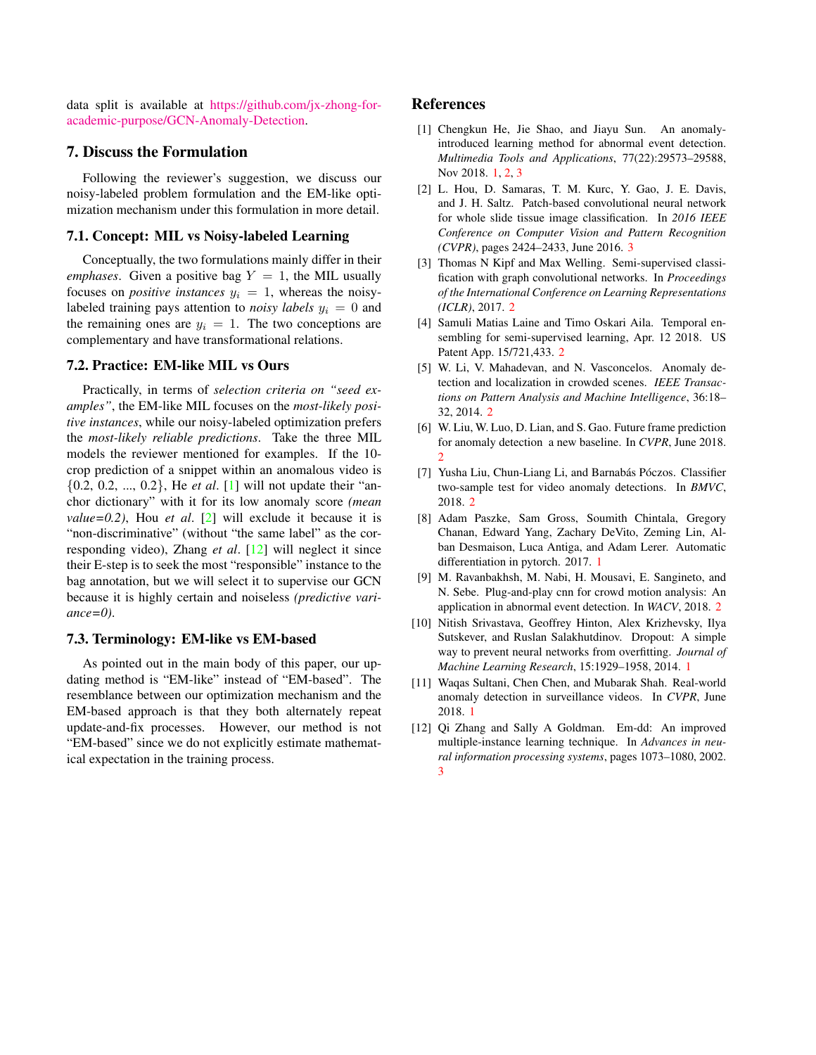data split is available at https://github.com/jx-zhong-for-academic-purpose/GCN-Anomaly-Detection.

## 7. Discuss the Formulation

Following the reviewer's suggestion, we discuss our noisy-labeled problem formulation and the EM-like optimization mechanism under this formulation in more detail.

### 7.1. Concept: MIL vs Noisy-labeled Learning

Conceptually, the two formulations mainly differ in their *emphases*. Given a positive bag $Y = 1$, the MIL usually focuses on *positive instances* $y_i = 1$, whereas the noisy-labeled training pays attention to *noisy labels* $y_i = 0$ and the remaining ones are $y_i = 1$. The two conceptions are complementary and have transformational relations.

### 7.2. Practice: EM-like MIL vs Ours

Practically, in terms of *selection criteria on "seed examples"*, the EM-like MIL focuses on the *most-likely positive instances*, while our noisy-labeled optimization prefers the *most-likely reliable predictions*. Take the three MIL models the reviewer mentioned for examples. If the 10-crop prediction of a snippet within an anomalous video is $\{0.2, 0.2, ..., 0.2\}$, He *et al*. [1] will not update their "anchor dictionary" with it for its low anomaly score *(mean value=0.2)*, Hou *et al*. [2] will exclude it because it is "non-discriminative" (without "the same label" as the corresponding video), Zhang *et al*. [12] will neglect it since their E-step is to seek the most "responsible" instance to the bag annotation, but we will select it to supervise our GCN because it is highly certain and noiseless *(predictive variance=0)*.

### 7.3. Terminology: EM-like vs EM-based

As pointed out in the main body of this paper, our updating method is "EM-like" instead of "EM-based". The resemblance between our optimization mechanism and the EM-based approach is that they both alternately repeat update-and-fix processes. However, our method is not "EM-based" since we do not explicitly estimate mathematical expectation in the training process.

## References

[1] Chengkun He, Jie Shao, and Jiayu Sun. An anomaly-introduced learning method for abnormal event detection. *Multimedia Tools and Applications*, 77(22):29573–29588, Nov 2018. 1, 2, 3

[2] L. Hou, D. Samaras, T. M. Kurc, Y. Gao, J. E. Davis, and J. H. Saltz. Patch-based convolutional neural network for whole slide tissue image classification. In *2016 IEEE Conference on Computer Vision and Pattern Recognition (CVPR)*, pages 2424–2433, June 2016. 3

[3] Thomas N Kipf and Max Welling. Semi-supervised classification with graph convolutional networks. In *Proceedings of the International Conference on Learning Representations (ICLR)*, 2017. 2

[4] Samuli Matias Laine and Timo Oskari Aila. Temporal ensembling for semi-supervised learning, Apr. 12 2018. US Patent App. 15/721,433. 2

[5] W. Li, V. Mahadevan, and N. Vasconcelos. Anomaly detection and localization in crowded scenes. *IEEE Transactions on Pattern Analysis and Machine Intelligence*, 36:18–32, 2014. 2

[6] W. Liu, W. Luo, D. Lian, and S. Gao. Future frame prediction for anomaly detection a new baseline. In *CVPR*, June 2018. 2

[7] Yusha Liu, Chun-Liang Li, and Barnabás Póczos. Classifier two-sample test for video anomaly detections. In *BMVC*, 2018. 2

[8] Adam Paszke, Sam Gross, Soumith Chintala, Gregory Chanan, Edward Yang, Zachary DeVito, Zeming Lin, Alban Desmaison, Luca Antiga, and Adam Lerer. Automatic differentiation in pytorch. 2017. 1

[9] M. Ravanbakhsh, M. Nabi, H. Mousavi, E. Sangineto, and N. Sebe. Plug-and-play cnn for crowd motion analysis: An application in abnormal event detection. In *WACV*, 2018. 2

[10] Nitish Srivastava, Geoffrey Hinton, Alex Krizhevsky, Ilya Sutskever, and Ruslan Salakhutdinov. Dropout: A simple way to prevent neural networks from overfitting. *Journal of Machine Learning Research*, 15:1929–1958, 2014. 1

[11] Waqas Sultani, Chen Chen, and Mubarak Shah. Real-world anomaly detection in surveillance videos. In *CVPR*, June 2018. 1

[12] Qi Zhang and Sally A Goldman. Em-dd: An improved multiple-instance learning technique. In *Advances in neural information processing systems*, pages 1073–1080, 2002. 3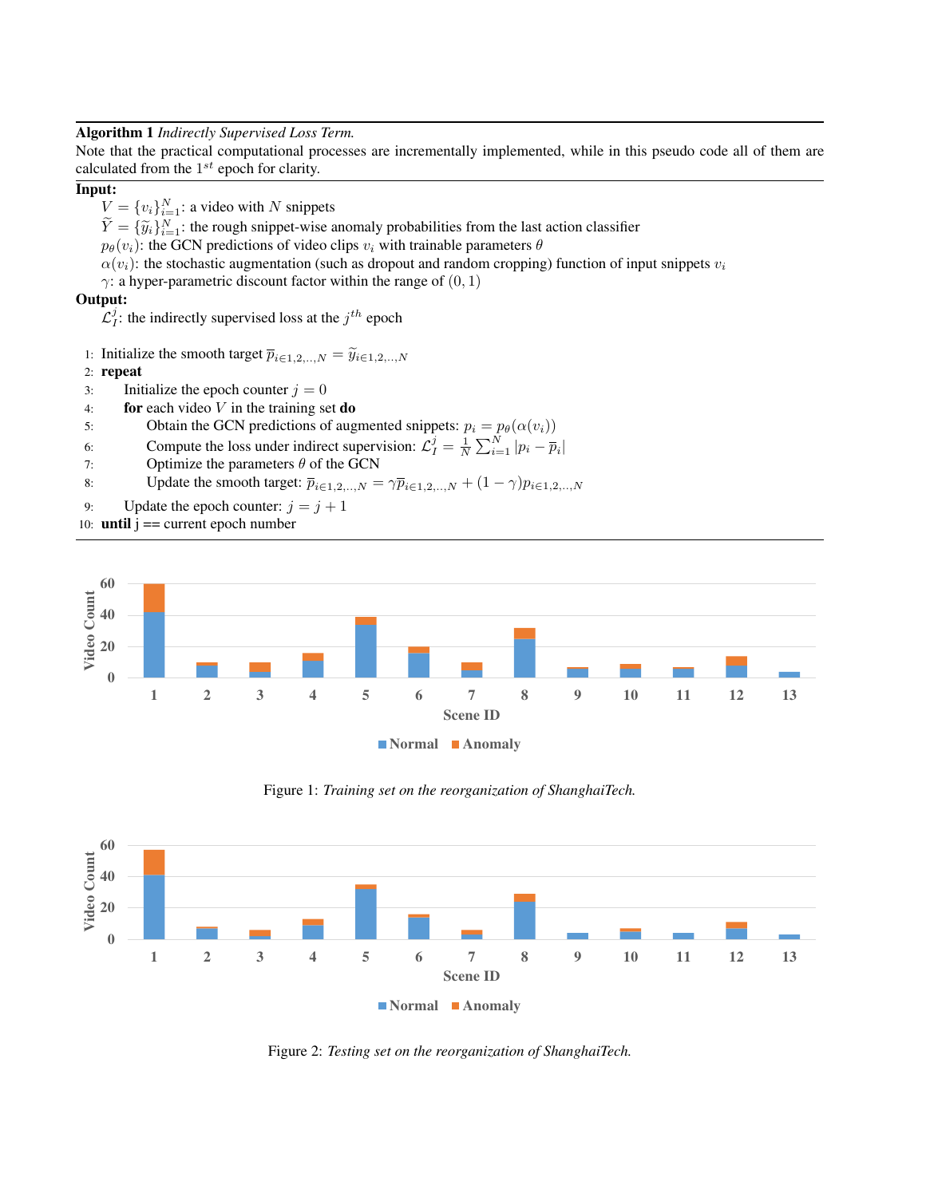**Algorithm 1** *Indirectly Supervised Loss Term.*

Note that the practical computational processes are incrementally implemented, while in this pseudo code all of them are calculated from the $1^{st}$ epoch for clarity.

**Input:**

$V = \{v_i\}_{i=1}^{N}$: a video with $N$ snippets

$\widetilde{Y} = \{\widetilde{y}_i\}_{i=1}^{N}$: the rough snippet-wise anomaly probabilities from the last action classifier

$p_\theta(v_i)$: the GCN predictions of video clips $v_i$ with trainable parameters $\theta$

$\alpha(v_i)$: the stochastic augmentation (such as dropout and random cropping) function of input snippets $v_i$

$\gamma$: a hyper-parametric discount factor within the range of $(0, 1)$

**Output:**

$\mathcal{L}_I^j$: the indirectly supervised loss at the $j^{th}$ epoch

1: Initialize the smooth target $\overline{p}_{i\in 1,2,..,N} = \widetilde{y}_{i\in 1,2,..,N}$
2: **repeat**
3: Initialize the epoch counter $j = 0$
4: **for** each video $V$ in the training set **do**
5: Obtain the GCN predictions of augmented snippets: $p_i = p_\theta(\alpha(v_i))$
6: Compute the loss under indirect supervision: $\mathcal{L}_I^j = \frac{1}{N}\sum_{i=1}^{N}|p_i - \overline{p}_i|$
7: Optimize the parameters $\theta$ of the GCN
8: Update the smooth target: $\overline{p}_{i\in 1,2,..,N} = \gamma \overline{p}_{i\in 1,2,..,N} + (1-\gamma)p_{i\in 1,2,..,N}$
9: Update the epoch counter: $j = j + 1$
10: **until** j == current epoch number

Video Count
0
20
40
60
Scene ID
1 2 3 4 5 6 7 8 9 10 11 12 13
Normal Anomaly

Figure 1: *Training set on the reorganization of ShanghaiTech.*

Video Count
0
20
40
60
Scene ID
1 2 3 4 5 6 7 8 9 10 11 12 13
Normal Anomaly

Figure 2: *Testing set on the reorganization of ShanghaiTech.*